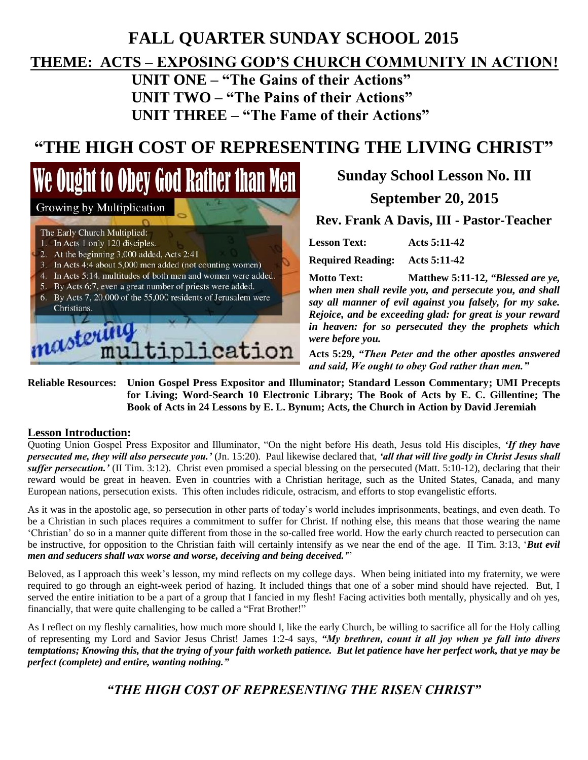# FALL QUARTER SUNDAY SCHOOL 2015

## THEME: ACTS – EXPOSING GOD'S CHURCH COMMUNITY IN ACTION!

**UNIT ONE – "The Gains of their Actions"**
**UNIT TWO – "The Pains of their Actions"**
**UNIT THREE – "The Fame of their Actions"**

# "THE HIGH COST OF REPRESENTING THE LIVING CHRIST"

We Ought to Obey God Rather than Men

Growing by Multiplication

The Early Church Multiplied:

1. In Acts 1 only 120 disciples.
2. At the beginning 3,000 added, Acts 2:41
3. In Acts 4:4 about 5,000 men added (not counting women)
4. In Acts 5:14, multitudes of both men and women were added.
5. By Acts 6:7, even a great number of priests were added.
6. By Acts 7, 20,000 of the 55,000 residents of Jerusalem were Christians.

mastering multiplication

## Sunday School Lesson No. III

## September 20, 2015

### Rev. Frank A Davis, III - Pastor-Teacher

**Lesson Text:** Acts 5:11-42

**Required Reading:** Acts 5:11-42

**Motto Text:** Matthew 5:11-12, *"Blessed are ye, when men shall revile you, and persecute you, and shall say all manner of evil against you falsely, for my sake. Rejoice, and be exceeding glad: for great is your reward in heaven: for so persecuted they the prophets which were before you.*

**Acts 5:29,** *"Then Peter and the other apostles answered and said, We ought to obey God rather than men."*

**Reliable Resources: Union Gospel Press Expositor and Illuminator; Standard Lesson Commentary; UMI Precepts for Living; Word-Search 10 Electronic Library; The Book of Acts by E. C. Gillentine; The Book of Acts in 24 Lessons by E. L. Bynum; Acts, the Church in Action by David Jeremiah**

**Lesson Introduction:**

Quoting Union Gospel Press Expositor and Illuminator, "On the night before His death, Jesus told His disciples, ***'If they have persecuted me, they will also persecute you.'*** (Jn. 15:20). Paul likewise declared that, ***'all that will live godly in Christ Jesus shall suffer persecution.'*** (II Tim. 3:12). Christ even promised a special blessing on the persecuted (Matt. 5:10-12), declaring that their reward would be great in heaven. Even in countries with a Christian heritage, such as the United States, Canada, and many European nations, persecution exists. This often includes ridicule, ostracism, and efforts to stop evangelistic efforts.

As it was in the apostolic age, so persecution in other parts of today's world includes imprisonments, beatings, and even death. To be a Christian in such places requires a commitment to suffer for Christ. If nothing else, this means that those wearing the name 'Christian' do so in a manner quite different from those in the so-called free world. How the early church reacted to persecution can be instructive, for opposition to the Christian faith will certainly intensify as we near the end of the age. II Tim. 3:13, '***But evil men and seducers shall wax worse and worse, deceiving and being deceived."***'

Beloved, as I approach this week's lesson, my mind reflects on my college days. When being initiated into my fraternity, we were required to go through an eight-week period of hazing. It included things that one of a sober mind should have rejected. But, I served the entire initiation to be a part of a group that I fancied in my flesh! Facing activities both mentally, physically and oh yes, financially, that were quite challenging to be called a "Frat Brother!"

As I reflect on my fleshly carnalities, how much more should I, like the early Church, be willing to sacrifice all for the Holy calling of representing my Lord and Savior Jesus Christ! James 1:2-4 says, ***"My brethren, count it all joy when ye fall into divers temptations; Knowing this, that the trying of your faith worketh patience. But let patience have her perfect work, that ye may be perfect (complete) and entire, wanting nothing."***

### *"THE HIGH COST OF REPRESENTING THE RISEN CHRIST"*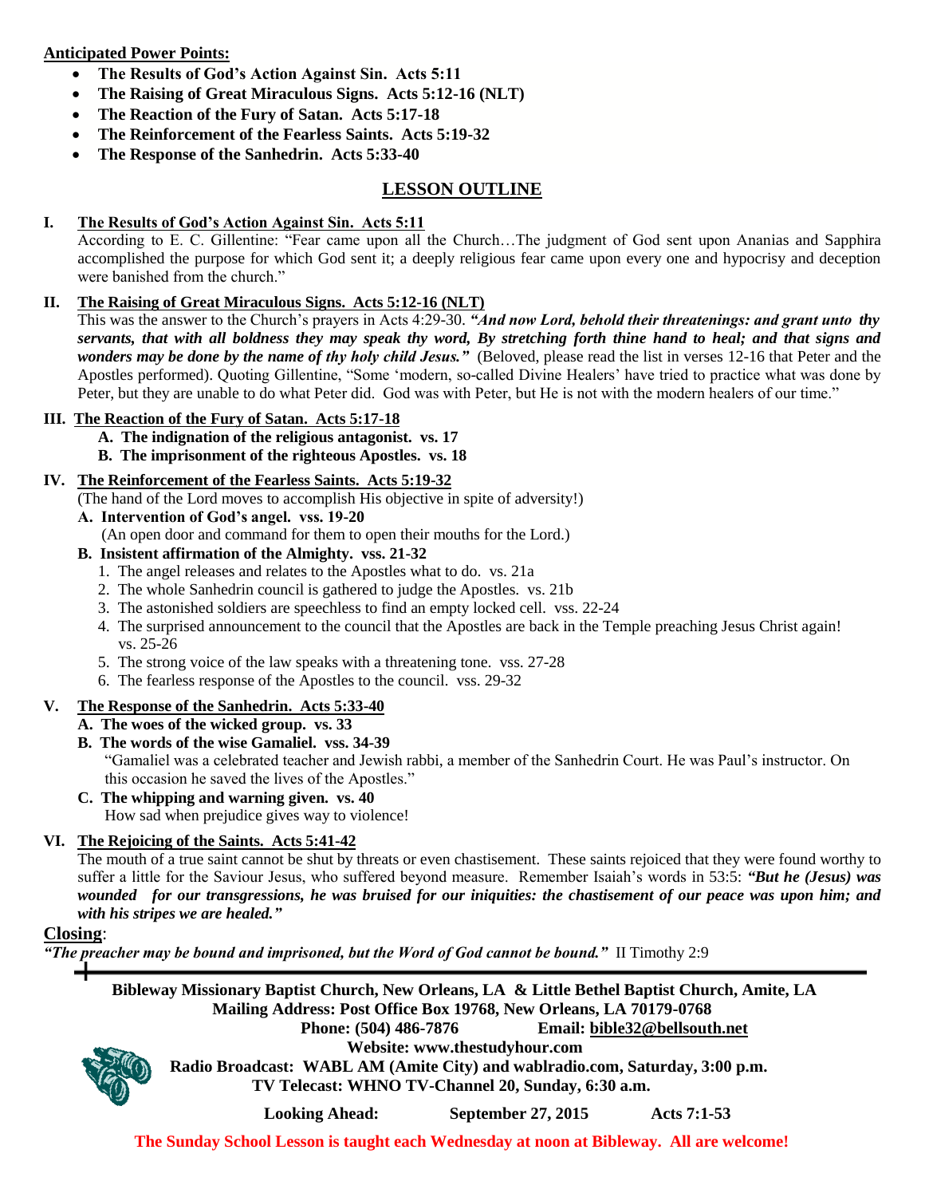**Anticipated Power Points:**

- **The Results of God's Action Against Sin. Acts 5:11**
- **The Raising of Great Miraculous Signs. Acts 5:12-16 (NLT)**
- **The Reaction of the Fury of Satan. Acts 5:17-18**
- **The Reinforcement of the Fearless Saints. Acts 5:19-32**
- **The Response of the Sanhedrin. Acts 5:33-40**

## LESSON OUTLINE

**I. The Results of God's Action Against Sin. Acts 5:11**

According to E. C. Gillentine: "Fear came upon all the Church…The judgment of God sent upon Ananias and Sapphira accomplished the purpose for which God sent it; a deeply religious fear came upon every one and hypocrisy and deception were banished from the church."

**II. The Raising of Great Miraculous Signs. Acts 5:12-16 (NLT)**

This was the answer to the Church's prayers in Acts 4:29-30. ***"And now Lord, behold their threatenings: and grant unto thy servants, that with all boldness they may speak thy word, By stretching forth thine hand to heal; and that signs and wonders may be done by the name of thy holy child Jesus."*** (Beloved, please read the list in verses 12-16 that Peter and the Apostles performed). Quoting Gillentine, "Some 'modern, so-called Divine Healers' have tried to practice what was done by Peter, but they are unable to do what Peter did. God was with Peter, but He is not with the modern healers of our time."

**III. The Reaction of the Fury of Satan. Acts 5:17-18**

- **A. The indignation of the religious antagonist. vs. 17**
- **B. The imprisonment of the righteous Apostles. vs. 18**

**IV. The Reinforcement of the Fearless Saints. Acts 5:19-32**

(The hand of the Lord moves to accomplish His objective in spite of adversity!)

- **A. Intervention of God's angel. vss. 19-20**
  (An open door and command for them to open their mouths for the Lord.)
- **B. Insistent affirmation of the Almighty. vss. 21-32**
  1. The angel releases and relates to the Apostles what to do. vs. 21a
  2. The whole Sanhedrin council is gathered to judge the Apostles. vs. 21b
  3. The astonished soldiers are speechless to find an empty locked cell. vss. 22-24
  4. The surprised announcement to the council that the Apostles are back in the Temple preaching Jesus Christ again! vs. 25-26
  5. The strong voice of the law speaks with a threatening tone. vss. 27-28
  6. The fearless response of the Apostles to the council. vss. 29-32

**V. The Response of the Sanhedrin. Acts 5:33-40**

- **A. The woes of the wicked group. vs. 33**
- **B. The words of the wise Gamaliel. vss. 34-39**
  "Gamaliel was a celebrated teacher and Jewish rabbi, a member of the Sanhedrin Court. He was Paul's instructor. On this occasion he saved the lives of the Apostles."
- **C. The whipping and warning given. vs. 40**
  How sad when prejudice gives way to violence!

**VI. The Rejoicing of the Saints. Acts 5:41-42**

The mouth of a true saint cannot be shut by threats or even chastisement. These saints rejoiced that they were found worthy to suffer a little for the Saviour Jesus, who suffered beyond measure. Remember Isaiah's words in 53:5: ***"But he (Jesus) was wounded for our transgressions, he was bruised for our iniquities: the chastisement of our peace was upon him; and with his stripes we are healed."***

**Closing**:

***"The preacher may be bound and imprisoned, but the Word of God cannot be bound."*** II Timothy 2:9

**Bibleway Missionary Baptist Church, New Orleans, LA & Little Bethel Baptist Church, Amite, LA**
**Mailing Address: Post Office Box 19768, New Orleans, LA 70179-0768**
**Phone: (504) 486-7876 Email: bible32@bellsouth.net**
**Website: www.thestudyhour.com**
**Radio Broadcast: WABL AM (Amite City) and wablradio.com, Saturday, 3:00 p.m.**
**TV Telecast: WHNO TV-Channel 20, Sunday, 6:30 a.m.**

**Looking Ahead: September 27, 2015 Acts 7:1-53**

**The Sunday School Lesson is taught each Wednesday at noon at Bibleway. All are welcome!**